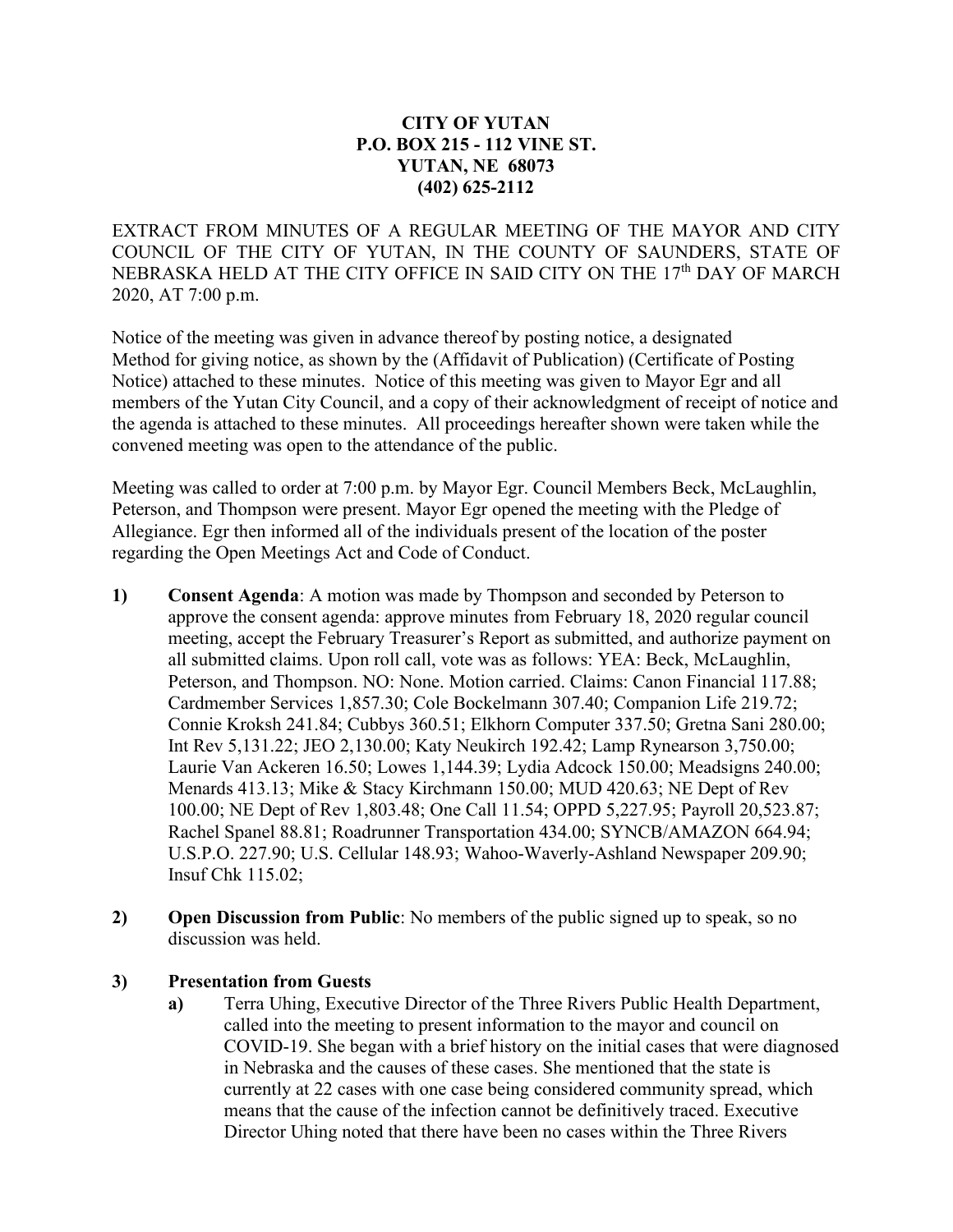**CITY OF YUTAN**
**P.O. BOX 215 - 112 VINE ST.**
**YUTAN, NE 68073**
**(402) 625-2112**

EXTRACT FROM MINUTES OF A REGULAR MEETING OF THE MAYOR AND CITY COUNCIL OF THE CITY OF YUTAN, IN THE COUNTY OF SAUNDERS, STATE OF NEBRASKA HELD AT THE CITY OFFICE IN SAID CITY ON THE 17th DAY OF MARCH 2020, AT 7:00 p.m.

Notice of the meeting was given in advance thereof by posting notice, a designated Method for giving notice, as shown by the (Affidavit of Publication) (Certificate of Posting Notice) attached to these minutes. Notice of this meeting was given to Mayor Egr and all members of the Yutan City Council, and a copy of their acknowledgment of receipt of notice and the agenda is attached to these minutes. All proceedings hereafter shown were taken while the convened meeting was open to the attendance of the public.

Meeting was called to order at 7:00 p.m. by Mayor Egr. Council Members Beck, McLaughlin, Peterson, and Thompson were present. Mayor Egr opened the meeting with the Pledge of Allegiance. Egr then informed all of the individuals present of the location of the poster regarding the Open Meetings Act and Code of Conduct.

1) **Consent Agenda**: A motion was made by Thompson and seconded by Peterson to approve the consent agenda: approve minutes from February 18, 2020 regular council meeting, accept the February Treasurer's Report as submitted, and authorize payment on all submitted claims. Upon roll call, vote was as follows: YEA: Beck, McLaughlin, Peterson, and Thompson. NO: None. Motion carried. Claims: Canon Financial 117.88; Cardmember Services 1,857.30; Cole Bockelmann 307.40; Companion Life 219.72; Connie Kroksh 241.84; Cubbys 360.51; Elkhorn Computer 337.50; Gretna Sani 280.00; Int Rev 5,131.22; JEO 2,130.00; Katy Neukirch 192.42; Lamp Rynearson 3,750.00; Laurie Van Ackeren 16.50; Lowes 1,144.39; Lydia Adcock 150.00; Meadsigns 240.00; Menards 413.13; Mike & Stacy Kirchmann 150.00; MUD 420.63; NE Dept of Rev 100.00; NE Dept of Rev 1,803.48; One Call 11.54; OPPD 5,227.95; Payroll 20,523.87; Rachel Spanel 88.81; Roadrunner Transportation 434.00; SYNCB/AMAZON 664.94; U.S.P.O. 227.90; U.S. Cellular 148.93; Wahoo-Waverly-Ashland Newspaper 209.90; Insuf Chk 115.02;

2) **Open Discussion from Public**: No members of the public signed up to speak, so no discussion was held.

3) **Presentation from Guests**
   a) Terra Uhing, Executive Director of the Three Rivers Public Health Department, called into the meeting to present information to the mayor and council on COVID-19. She began with a brief history on the initial cases that were diagnosed in Nebraska and the causes of these cases. She mentioned that the state is currently at 22 cases with one case being considered community spread, which means that the cause of the infection cannot be definitively traced. Executive Director Uhing noted that there have been no cases within the Three Rivers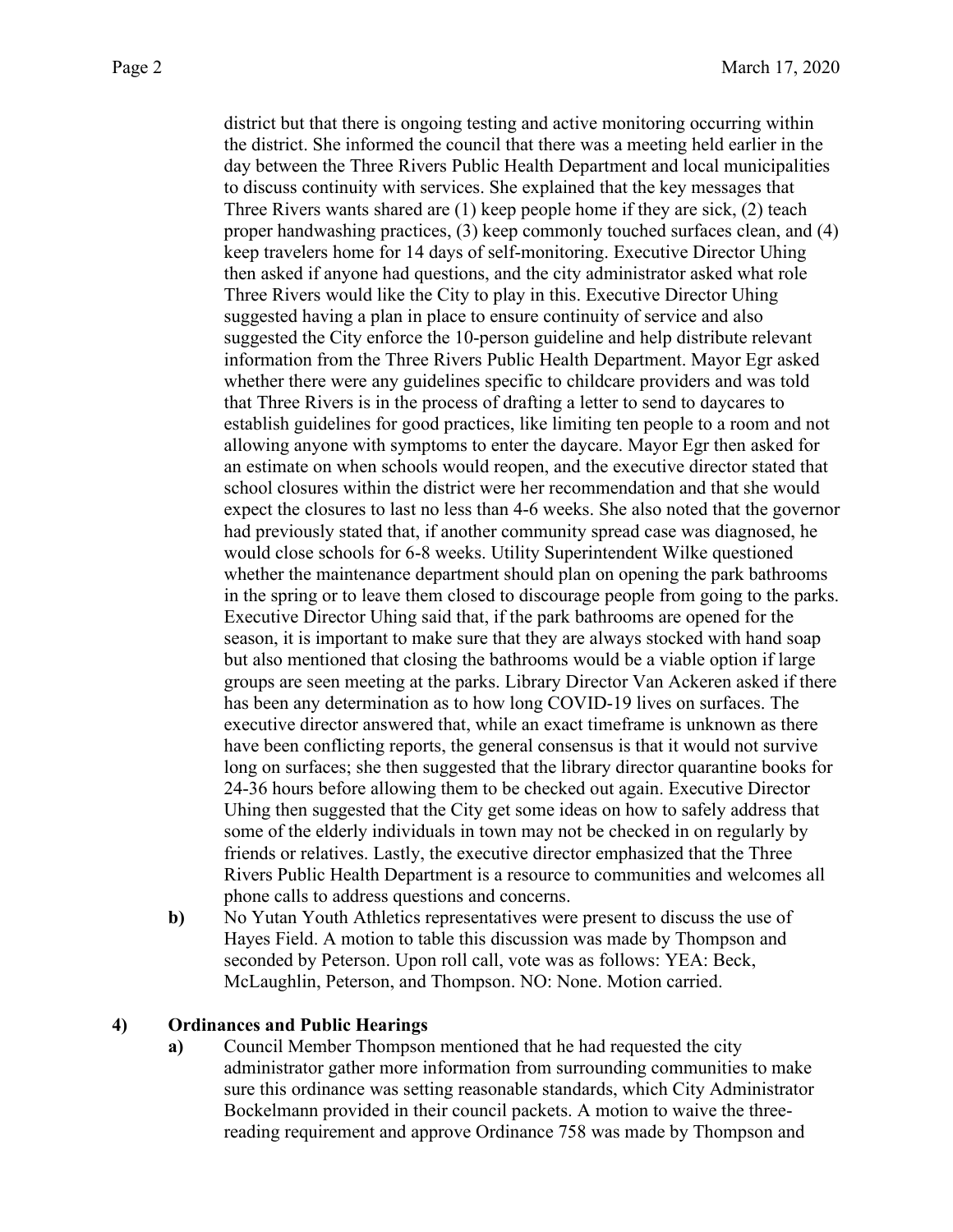district but that there is ongoing testing and active monitoring occurring within the district. She informed the council that there was a meeting held earlier in the day between the Three Rivers Public Health Department and local municipalities to discuss continuity with services. She explained that the key messages that Three Rivers wants shared are (1) keep people home if they are sick, (2) teach proper handwashing practices, (3) keep commonly touched surfaces clean, and (4) keep travelers home for 14 days of self-monitoring. Executive Director Uhing then asked if anyone had questions, and the city administrator asked what role Three Rivers would like the City to play in this. Executive Director Uhing suggested having a plan in place to ensure continuity of service and also suggested the City enforce the 10-person guideline and help distribute relevant information from the Three Rivers Public Health Department. Mayor Egr asked whether there were any guidelines specific to childcare providers and was told that Three Rivers is in the process of drafting a letter to send to daycares to establish guidelines for good practices, like limiting ten people to a room and not allowing anyone with symptoms to enter the daycare. Mayor Egr then asked for an estimate on when schools would reopen, and the executive director stated that school closures within the district were her recommendation and that she would expect the closures to last no less than 4-6 weeks. She also noted that the governor had previously stated that, if another community spread case was diagnosed, he would close schools for 6-8 weeks. Utility Superintendent Wilke questioned whether the maintenance department should plan on opening the park bathrooms in the spring or to leave them closed to discourage people from going to the parks. Executive Director Uhing said that, if the park bathrooms are opened for the season, it is important to make sure that they are always stocked with hand soap but also mentioned that closing the bathrooms would be a viable option if large groups are seen meeting at the parks. Library Director Van Ackeren asked if there has been any determination as to how long COVID-19 lives on surfaces. The executive director answered that, while an exact timeframe is unknown as there have been conflicting reports, the general consensus is that it would not survive long on surfaces; she then suggested that the library director quarantine books for 24-36 hours before allowing them to be checked out again. Executive Director Uhing then suggested that the City get some ideas on how to safely address that some of the elderly individuals in town may not be checked in on regularly by friends or relatives. Lastly, the executive director emphasized that the Three Rivers Public Health Department is a resource to communities and welcomes all phone calls to address questions and concerns.

**b)** No Yutan Youth Athletics representatives were present to discuss the use of Hayes Field. A motion to table this discussion was made by Thompson and seconded by Peterson. Upon roll call, vote was as follows: YEA: Beck, McLaughlin, Peterson, and Thompson. NO: None. Motion carried.

**4) Ordinances and Public Hearings**

**a)** Council Member Thompson mentioned that he had requested the city administrator gather more information from surrounding communities to make sure this ordinance was setting reasonable standards, which City Administrator Bockelmann provided in their council packets. A motion to waive the three-reading requirement and approve Ordinance 758 was made by Thompson and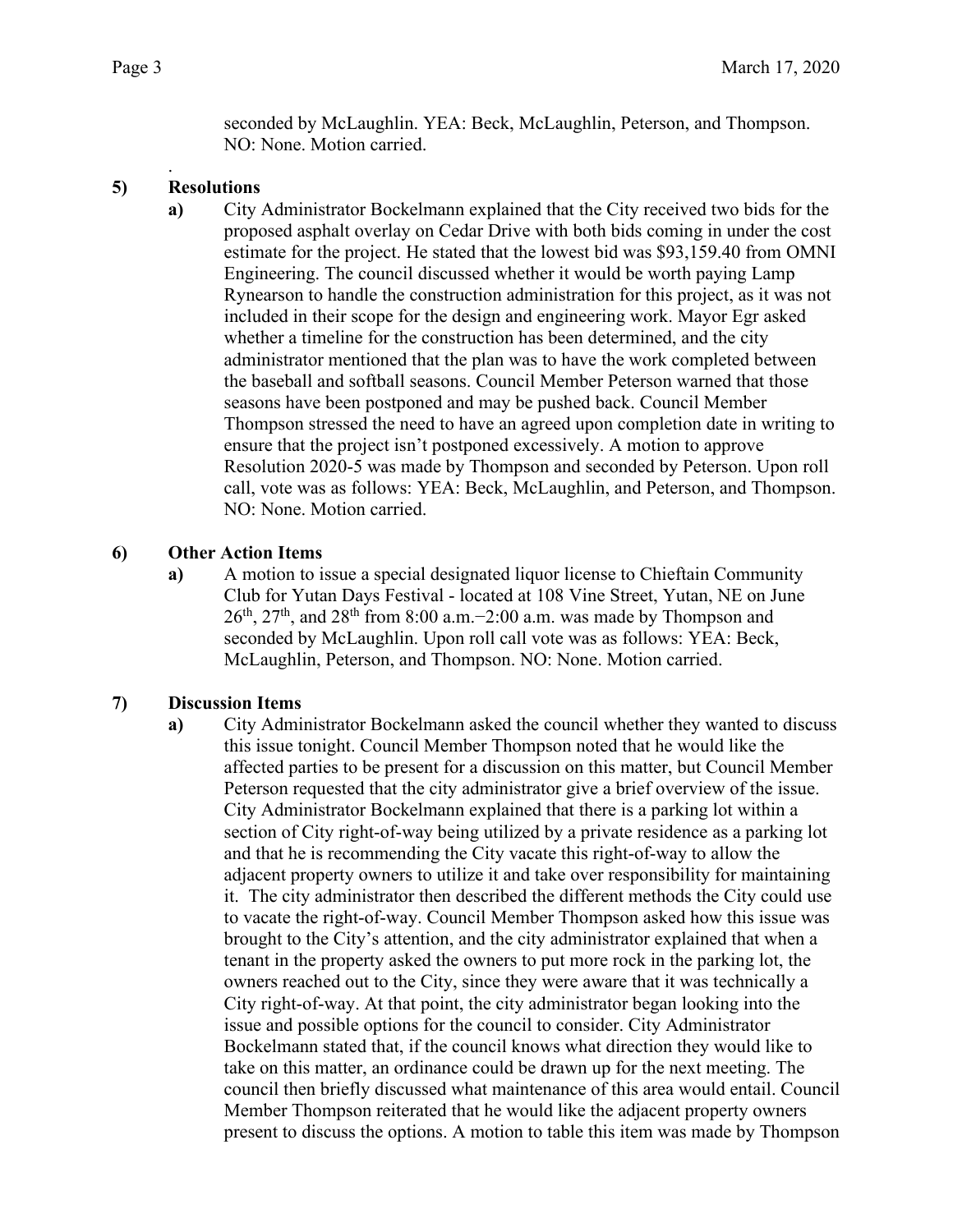seconded by McLaughlin. YEA: Beck, McLaughlin, Peterson, and Thompson. NO: None. Motion carried.

.

**5) Resolutions**

**a)** City Administrator Bockelmann explained that the City received two bids for the proposed asphalt overlay on Cedar Drive with both bids coming in under the cost estimate for the project. He stated that the lowest bid was $93,159.40 from OMNI Engineering. The council discussed whether it would be worth paying Lamp Rynearson to handle the construction administration for this project, as it was not included in their scope for the design and engineering work. Mayor Egr asked whether a timeline for the construction has been determined, and the city administrator mentioned that the plan was to have the work completed between the baseball and softball seasons. Council Member Peterson warned that those seasons have been postponed and may be pushed back. Council Member Thompson stressed the need to have an agreed upon completion date in writing to ensure that the project isn't postponed excessively. A motion to approve Resolution 2020-5 was made by Thompson and seconded by Peterson. Upon roll call, vote was as follows: YEA: Beck, McLaughlin, and Peterson, and Thompson. NO: None. Motion carried.

**6) Other Action Items**

**a)** A motion to issue a special designated liquor license to Chieftain Community Club for Yutan Days Festival - located at 108 Vine Street, Yutan, NE on June 26th, 27th, and 28th from 8:00 a.m.−2:00 a.m. was made by Thompson and seconded by McLaughlin. Upon roll call vote was as follows: YEA: Beck, McLaughlin, Peterson, and Thompson. NO: None. Motion carried.

**7) Discussion Items**

**a)** City Administrator Bockelmann asked the council whether they wanted to discuss this issue tonight. Council Member Thompson noted that he would like the affected parties to be present for a discussion on this matter, but Council Member Peterson requested that the city administrator give a brief overview of the issue. City Administrator Bockelmann explained that there is a parking lot within a section of City right-of-way being utilized by a private residence as a parking lot and that he is recommending the City vacate this right-of-way to allow the adjacent property owners to utilize it and take over responsibility for maintaining it. The city administrator then described the different methods the City could use to vacate the right-of-way. Council Member Thompson asked how this issue was brought to the City's attention, and the city administrator explained that when a tenant in the property asked the owners to put more rock in the parking lot, the owners reached out to the City, since they were aware that it was technically a City right-of-way. At that point, the city administrator began looking into the issue and possible options for the council to consider. City Administrator Bockelmann stated that, if the council knows what direction they would like to take on this matter, an ordinance could be drawn up for the next meeting. The council then briefly discussed what maintenance of this area would entail. Council Member Thompson reiterated that he would like the adjacent property owners present to discuss the options. A motion to table this item was made by Thompson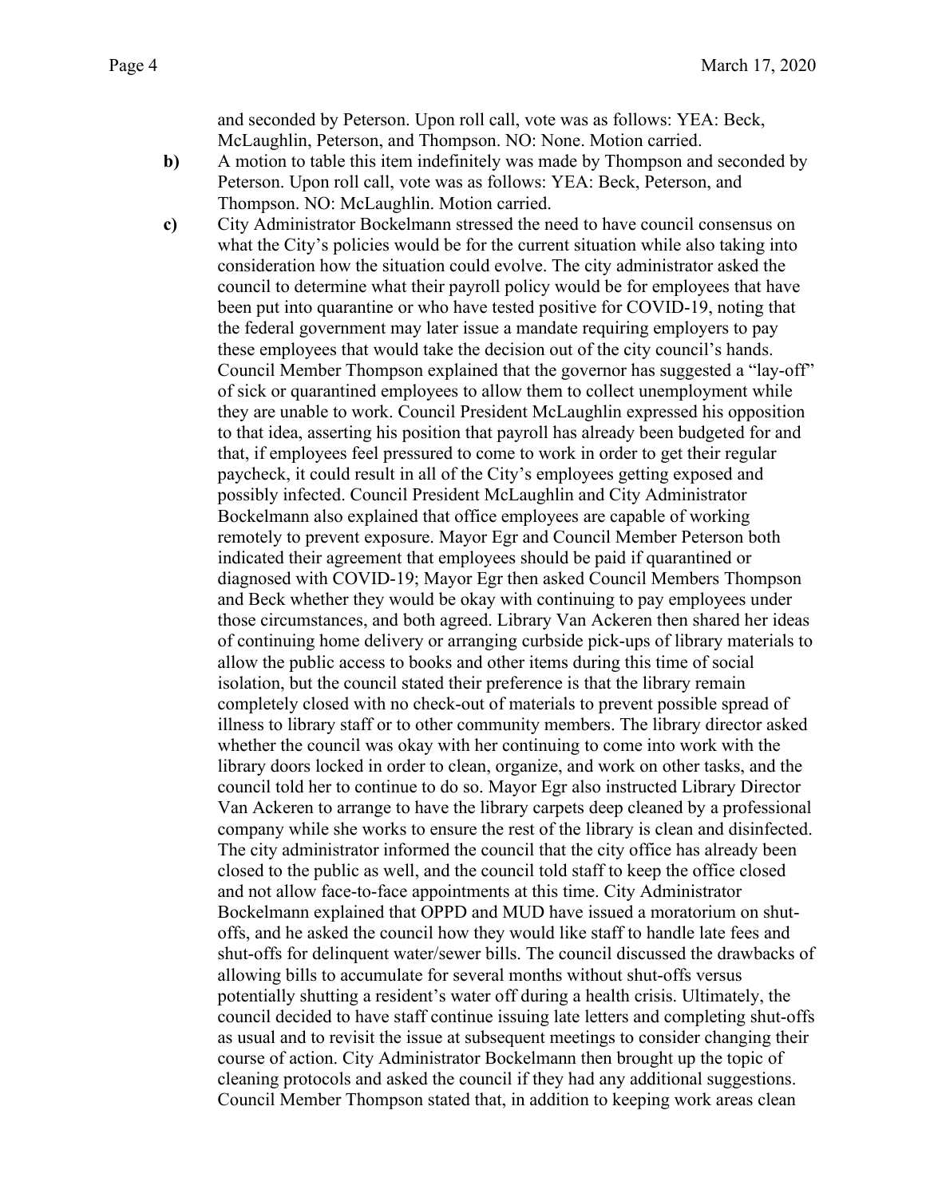and seconded by Peterson. Upon roll call, vote was as follows: YEA: Beck, McLaughlin, Peterson, and Thompson. NO: None. Motion carried.

**b)** A motion to table this item indefinitely was made by Thompson and seconded by Peterson. Upon roll call, vote was as follows: YEA: Beck, Peterson, and Thompson. NO: McLaughlin. Motion carried.

**c)** City Administrator Bockelmann stressed the need to have council consensus on what the City's policies would be for the current situation while also taking into consideration how the situation could evolve. The city administrator asked the council to determine what their payroll policy would be for employees that have been put into quarantine or who have tested positive for COVID-19, noting that the federal government may later issue a mandate requiring employers to pay these employees that would take the decision out of the city council's hands. Council Member Thompson explained that the governor has suggested a "lay-off" of sick or quarantined employees to allow them to collect unemployment while they are unable to work. Council President McLaughlin expressed his opposition to that idea, asserting his position that payroll has already been budgeted for and that, if employees feel pressured to come to work in order to get their regular paycheck, it could result in all of the City's employees getting exposed and possibly infected. Council President McLaughlin and City Administrator Bockelmann also explained that office employees are capable of working remotely to prevent exposure. Mayor Egr and Council Member Peterson both indicated their agreement that employees should be paid if quarantined or diagnosed with COVID-19; Mayor Egr then asked Council Members Thompson and Beck whether they would be okay with continuing to pay employees under those circumstances, and both agreed. Library Van Ackeren then shared her ideas of continuing home delivery or arranging curbside pick-ups of library materials to allow the public access to books and other items during this time of social isolation, but the council stated their preference is that the library remain completely closed with no check-out of materials to prevent possible spread of illness to library staff or to other community members. The library director asked whether the council was okay with her continuing to come into work with the library doors locked in order to clean, organize, and work on other tasks, and the council told her to continue to do so. Mayor Egr also instructed Library Director Van Ackeren to arrange to have the library carpets deep cleaned by a professional company while she works to ensure the rest of the library is clean and disinfected. The city administrator informed the council that the city office has already been closed to the public as well, and the council told staff to keep the office closed and not allow face-to-face appointments at this time. City Administrator Bockelmann explained that OPPD and MUD have issued a moratorium on shut-offs, and he asked the council how they would like staff to handle late fees and shut-offs for delinquent water/sewer bills. The council discussed the drawbacks of allowing bills to accumulate for several months without shut-offs versus potentially shutting a resident's water off during a health crisis. Ultimately, the council decided to have staff continue issuing late letters and completing shut-offs as usual and to revisit the issue at subsequent meetings to consider changing their course of action. City Administrator Bockelmann then brought up the topic of cleaning protocols and asked the council if they had any additional suggestions. Council Member Thompson stated that, in addition to keeping work areas clean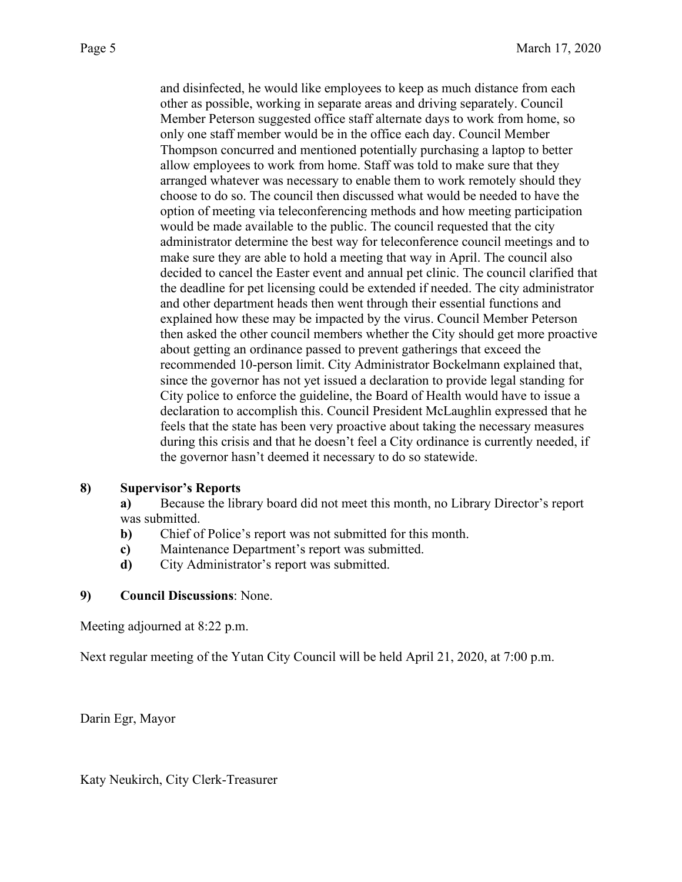and disinfected, he would like employees to keep as much distance from each other as possible, working in separate areas and driving separately. Council Member Peterson suggested office staff alternate days to work from home, so only one staff member would be in the office each day. Council Member Thompson concurred and mentioned potentially purchasing a laptop to better allow employees to work from home. Staff was told to make sure that they arranged whatever was necessary to enable them to work remotely should they choose to do so. The council then discussed what would be needed to have the option of meeting via teleconferencing methods and how meeting participation would be made available to the public. The council requested that the city administrator determine the best way for teleconference council meetings and to make sure they are able to hold a meeting that way in April. The council also decided to cancel the Easter event and annual pet clinic. The council clarified that the deadline for pet licensing could be extended if needed. The city administrator and other department heads then went through their essential functions and explained how these may be impacted by the virus. Council Member Peterson then asked the other council members whether the City should get more proactive about getting an ordinance passed to prevent gatherings that exceed the recommended 10-person limit. City Administrator Bockelmann explained that, since the governor has not yet issued a declaration to provide legal standing for City police to enforce the guideline, the Board of Health would have to issue a declaration to accomplish this. Council President McLaughlin expressed that he feels that the state has been very proactive about taking the necessary measures during this crisis and that he doesn't feel a City ordinance is currently needed, if the governor hasn't deemed it necessary to do so statewide.

**8) Supervisor's Reports**

**a)** Because the library board did not meet this month, no Library Director's report was submitted.

**b)** Chief of Police's report was not submitted for this month.

**c)** Maintenance Department's report was submitted.

**d)** City Administrator's report was submitted.

**9) Council Discussions**: None.

Meeting adjourned at 8:22 p.m.

Next regular meeting of the Yutan City Council will be held April 21, 2020, at 7:00 p.m.

Darin Egr, Mayor

Katy Neukirch, City Clerk-Treasurer